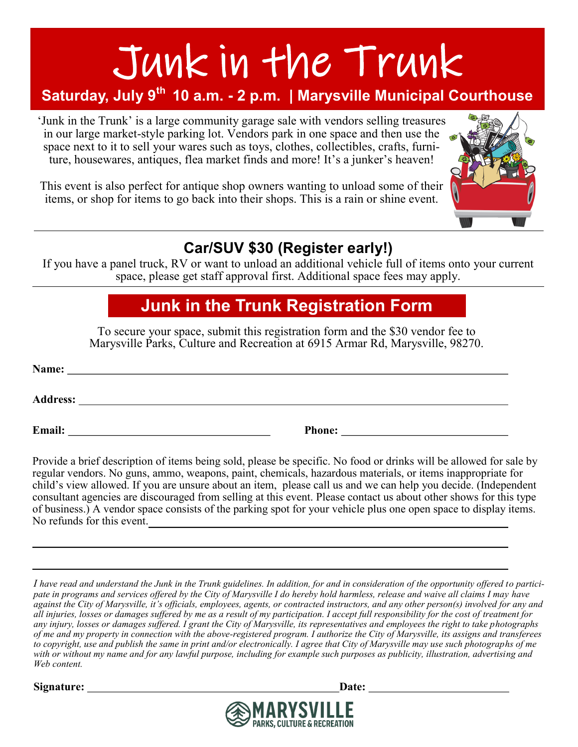# Junk in the Trunk

**Saturday, July 9th 10 a.m. - 2 p.m. | Marysville Municipal Courthouse**

'Junk in the Trunk' is a large community garage sale with vendors selling treasures in our large market-style parking lot. Vendors park in one space and then use the space next to it to sell your wares such as toys, clothes, collectibles, crafts, furniture, housewares, antiques, flea market finds and more! It's a junker's heaven!

This event is also perfect for antique shop owners wanting to unload some of their items, or shop for items to go back into their shops. This is a rain or shine event.

---

## Car/SUV $30 (Register early!)

If you have a panel truck, RV or want to unload an additional vehicle full of items onto your current space, please get staff approval first. Additional space fees may apply.

---

## Junk in the Trunk Registration Form

To secure your space, submit this registration form and the $30 vendor fee to Marysville Parks, Culture and Recreation at 6915 Armar Rd, Marysville, 98270.

**Name:** ______________________________________________

**Address:** ______________________________________________

**Email:** ______________________ **Phone:** ______________________

Provide a brief description of items being sold, please be specific. No food or drinks will be allowed for sale by regular vendors. No guns, ammo, weapons, paint, chemicals, hazardous materials, or items inappropriate for child's view allowed. If you are unsure about an item, please call us and we can help you decide. (Independent consultant agencies are discouraged from selling at this event. Please contact us about other shows for this type of business.) A vendor space consists of the parking spot for your vehicle plus one open space to display items. No refunds for this event.______________________________________________

______________________________________________

______________________________________________

*I have read and understand the Junk in the Trunk guidelines. In addition, for and in consideration of the opportunity offered to participate in programs and services offered by the City of Marysville I do hereby hold harmless, release and waive all claims I may have against the City of Marysville, it's officials, employees, agents, or contracted instructors, and any other person(s) involved for any and all injuries, losses or damages suffered by me as a result of my participation. I accept full responsibility for the cost of treatment for any injury, losses or damages suffered. I grant the City of Marysville, its representatives and employees the right to take photographs of me and my property in connection with the above-registered program. I authorize the City of Marysville, its assigns and transferees to copyright, use and publish the same in print and/or electronically. I agree that City of Marysville may use such photographs of me with or without my name and for any lawful purpose, including for example such purposes as publicity, illustration, advertising and Web content.*

**Signature:** ______________________________ **Date:** ____________________

MARYSVILLE PARKS, CULTURE & RECREATION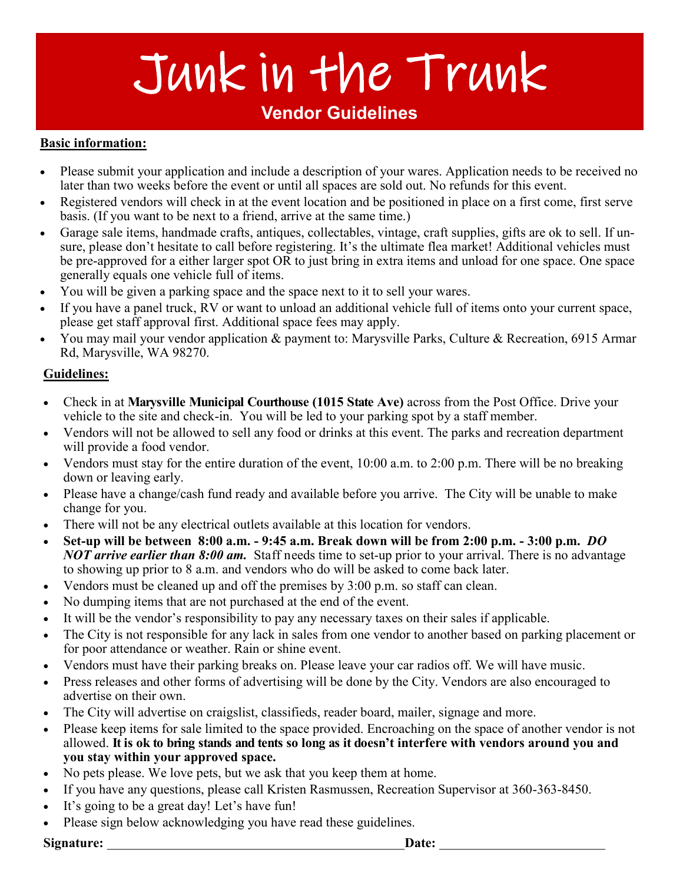# Junk in the Trunk

## Vendor Guidelines

**Basic information:**

- Please submit your application and include a description of your wares. Application needs to be received no later than two weeks before the event or until all spaces are sold out. No refunds for this event.
- Registered vendors will check in at the event location and be positioned in place on a first come, first serve basis. (If you want to be next to a friend, arrive at the same time.)
- Garage sale items, handmade crafts, antiques, collectables, vintage, craft supplies, gifts are ok to sell. If unsure, please don't hesitate to call before registering. It's the ultimate flea market! Additional vehicles must be pre-approved for a either larger spot OR to just bring in extra items and unload for one space. One space generally equals one vehicle full of items.
- You will be given a parking space and the space next to it to sell your wares.
- If you have a panel truck, RV or want to unload an additional vehicle full of items onto your current space, please get staff approval first. Additional space fees may apply.
- You may mail your vendor application & payment to: Marysville Parks, Culture & Recreation, 6915 Armar Rd, Marysville, WA 98270.

**Guidelines:**

- Check in at **Marysville Municipal Courthouse (1015 State Ave)** across from the Post Office. Drive your vehicle to the site and check-in. You will be led to your parking spot by a staff member.
- Vendors will not be allowed to sell any food or drinks at this event. The parks and recreation department will provide a food vendor.
- Vendors must stay for the entire duration of the event, 10:00 a.m. to 2:00 p.m. There will be no breaking down or leaving early.
- Please have a change/cash fund ready and available before you arrive. The City will be unable to make change for you.
- There will not be any electrical outlets available at this location for vendors.
- **Set-up will be between 8:00 a.m. - 9:45 a.m. Break down will be from 2:00 p.m. - 3:00 p.m.** ***DO NOT arrive earlier than 8:00 am.*** Staff needs time to set-up prior to your arrival. There is no advantage to showing up prior to 8 a.m. and vendors who do will be asked to come back later.
- Vendors must be cleaned up and off the premises by 3:00 p.m. so staff can clean.
- No dumping items that are not purchased at the end of the event.
- It will be the vendor's responsibility to pay any necessary taxes on their sales if applicable.
- The City is not responsible for any lack in sales from one vendor to another based on parking placement or for poor attendance or weather. Rain or shine event.
- Vendors must have their parking breaks on. Please leave your car radios off. We will have music.
- Press releases and other forms of advertising will be done by the City. Vendors are also encouraged to advertise on their own.
- The City will advertise on craigslist, classifieds, reader board, mailer, signage and more.
- Please keep items for sale limited to the space provided. Encroaching on the space of another vendor is not allowed. **It is ok to bring stands and tents so long as it doesn't interfere with vendors around you and you stay within your approved space.**
- No pets please. We love pets, but we ask that you keep them at home.
- If you have any questions, please call Kristen Rasmussen, Recreation Supervisor at 360-363-8450.
- It's going to be a great day! Let's have fun!
- Please sign below acknowledging you have read these guidelines.

**Signature:** ____________________________________________ **Date:** ________________________